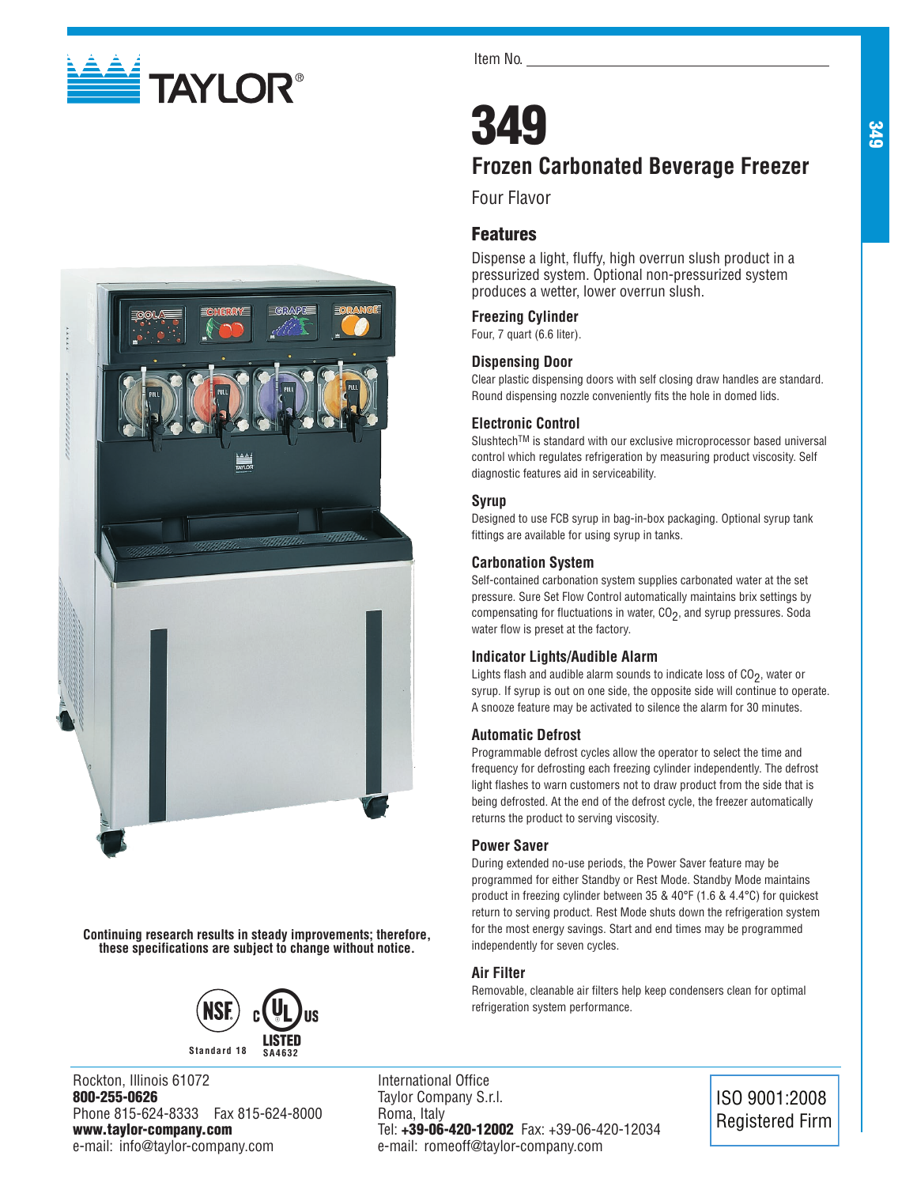TAYLOR®

Item No. ___________________________

# 349

## Frozen Carbonated Beverage Freezer

Four Flavor

### Features

Dispense a light, fluffy, high overrun slush product in a pressurized system. Optional non-pressurized system produces a wetter, lower overrun slush.

**Freezing Cylinder**

Four, 7 quart (6.6 liter).

**Dispensing Door**

Clear plastic dispensing doors with self closing draw handles are standard. Round dispensing nozzle conveniently fits the hole in domed lids.

**Electronic Control**

Slushtech™ is standard with our exclusive microprocessor based universal control which regulates refrigeration by measuring product viscosity. Self diagnostic features aid in serviceability.

**Syrup**

Designed to use FCB syrup in bag-in-box packaging. Optional syrup tank fittings are available for using syrup in tanks.

**Carbonation System**

Self-contained carbonation system supplies carbonated water at the set pressure. Sure Set Flow Control automatically maintains brix settings by compensating for fluctuations in water, $CO_2$, and syrup pressures. Soda water flow is preset at the factory.

**Indicator Lights/Audible Alarm**

Lights flash and audible alarm sounds to indicate loss of $CO_2$, water or syrup. If syrup is out on one side, the opposite side will continue to operate. A snooze feature may be activated to silence the alarm for 30 minutes.

**Automatic Defrost**

Programmable defrost cycles allow the operator to select the time and frequency for defrosting each freezing cylinder independently. The defrost light flashes to warn customers not to draw product from the side that is being defrosted. At the end of the defrost cycle, the freezer automatically returns the product to serving viscosity.

**Power Saver**

During extended no-use periods, the Power Saver feature may be programmed for either Standby or Rest Mode. Standby Mode maintains product in freezing cylinder between 35 & 40°F (1.6 & 4.4°C) for quickest return to serving product. Rest Mode shuts down the refrigeration system for the most energy savings. Start and end times may be programmed independently for seven cycles.

**Air Filter**

Removable, cleanable air filters help keep condensers clean for optimal refrigeration system performance.

**Continuing research results in steady improvements; therefore, these specifications are subject to change without notice.**

NSF Standard 18 — c UL us LISTED SA4632

Rockton, Illinois 61072
**800-255-0626**
Phone 815-624-8333 Fax 815-624-8000
**www.taylor-company.com**
e-mail: info@taylor-company.com

International Office
Taylor Company S.r.l.
Roma, Italy
Tel: **+39-06-420-12002** Fax: +39-06-420-12034
e-mail: romeoff@taylor-company.com

ISO 9001:2008 Registered Firm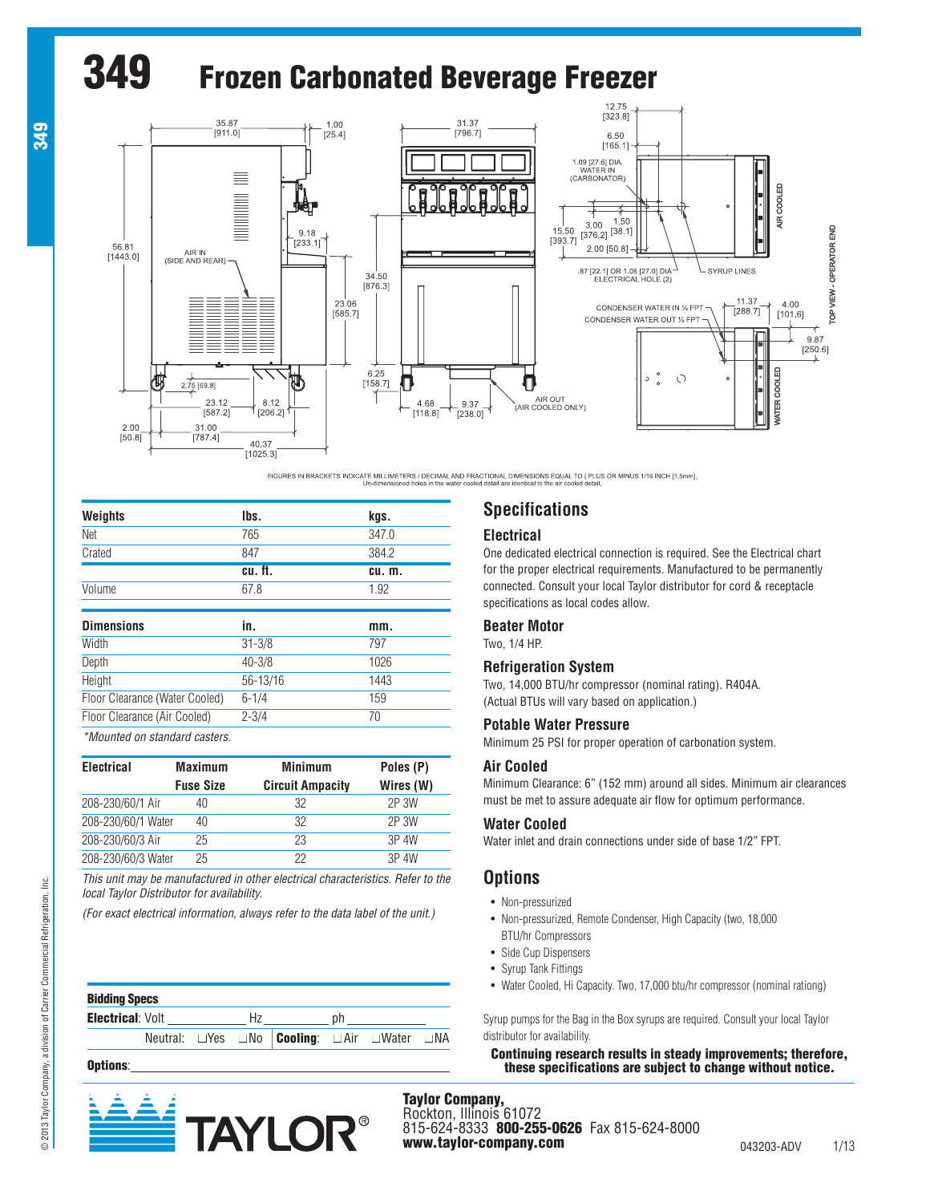// 349

# 349 Frozen Carbonated Beverage Freezer

35.87 [911.0]
1.00 [25.4]
31.37 [796.7]
12.75 [323.8]
6.50 [165.1]
1.09 [27.6] DIA. WATER IN (CARBONATOR)
AIR COOLED
15.50 [393.7]
3.00 [376.2]
1.50 [38.1]
2.00 [50.8]
.87 [22.1] OR 1.06 [27.0] DIA ELECTRICAL HOLE (2)
SYRUP LINES
TOP VIEW - OPERATOR END
56.81 [1443.0]
AIR IN (SIDE AND REAR)
9.18 [233.1]
34.50 [876.3]
23.06 [585.7]
CONDENSER WATER IN ½ FPT
CONDENSER WATER OUT ½ FPT
11.37 [288.7]
4.00 [101.6]
9.87 [250.6]
WATER COOLED
6.25 [158.7]
2.75 [69.8]
23.12 [587.2]
8.12 [206.2]
4.68 [118.8]
9.37 [238.0]
AIR OUT (AIR COOLED ONLY)
2.00 [50.8]
31.00 [787.4]
40.37 [1025.3]

FIGURES IN BRACKETS INDICATE MILLIMETERS / DECIMAL AND FRACTIONAL DIMENSIONS EQUAL TO ( PLUS OR MINUS 1/16 INCH [1.5mm].
Un-dimensioned holes in the water cooled detail are identical to the air cooled detail.

| Weights | lbs. | kgs. |
|---|---|---|
| Net | 765 | 347.0 |
| Crated | 847 | 384.2 |
| | cu. ft. | cu. m. |
| Volume | 67.8 | 1.92 |

| Dimensions | in. | mm. |
|---|---|---|
| Width | 31-3/8 | 797 |
| Depth | 40-3/8 | 1026 |
| Height | 56-13/16 | 1443 |
| Floor Clearance (Water Cooled) | 6-1/4 | 159 |
| Floor Clearance (Air Cooled) | 2-3/4 | 70 |

*\*Mounted on standard casters.*

| Electrical | Maximum Fuse Size | Minimum Circuit Ampacity | Poles (P) Wires (W) |
|---|---|---|---|
| 208-230/60/1 Air | 40 | 32 | 2P 3W |
| 208-230/60/1 Water | 40 | 32 | 2P 3W |
| 208-230/60/3 Air | 25 | 23 | 3P 4W |
| 208-230/60/3 Water | 25 | 22 | 3P 4W |

*This unit may be manufactured in other electrical characteristics. Refer to the local Taylor Distributor for availability.*

*(For exact electrical information, always refer to the data label of the unit.)*

**Bidding Specs**

**Electrical**: Volt __________ Hz __________ ph __________

Neutral: ❑Yes ❑No **Cooling**: ❑Air ❑Water ❑NA

**Options**: ______________________________

## Specifications

### Electrical

One dedicated electrical connection is required. See the Electrical chart for the proper electrical requirements. Manufactured to be permanently connected. Consult your local Taylor distributor for cord & receptacle specifications as local codes allow.

### Beater Motor

Two, 1/4 HP.

### Refrigeration System

Two, 14,000 BTU/hr compressor (nominal rating). R404A. (Actual BTUs will vary based on application.)

### Potable Water Pressure

Minimum 25 PSI for proper operation of carbonation system.

### Air Cooled

Minimum Clearance: 6" (152 mm) around all sides. Minimum air clearances must be met to assure adequate air flow for optimum performance.

### Water Cooled

Water inlet and drain connections under side of base 1/2" FPT.

## Options

- Non-pressurized
- Non-pressurized, Remote Condenser, High Capacity (two, 18,000 BTU/hr Compressors
- Side Cup Dispensers
- Syrup Tank Fittings
- Water Cooled, Hi Capacity. Two, 17,000 btu/hr compressor (nominal rationg)

Syrup pumps for the Bag in the Box syrups are required. Consult your local Taylor distributor for availability.

**Continuing research results in steady improvements; therefore, these specifications are subject to change without notice.**

TAYLOR®

**Taylor Company,**
Rockton, Illinois 61072
815-624-8333 **800-255-0626** Fax 815-624-8000
**www.taylor-company.com**

043203-ADV 1/13

© 2013 Taylor Company, a division of Carrier Commercial Refrigeration, Inc.